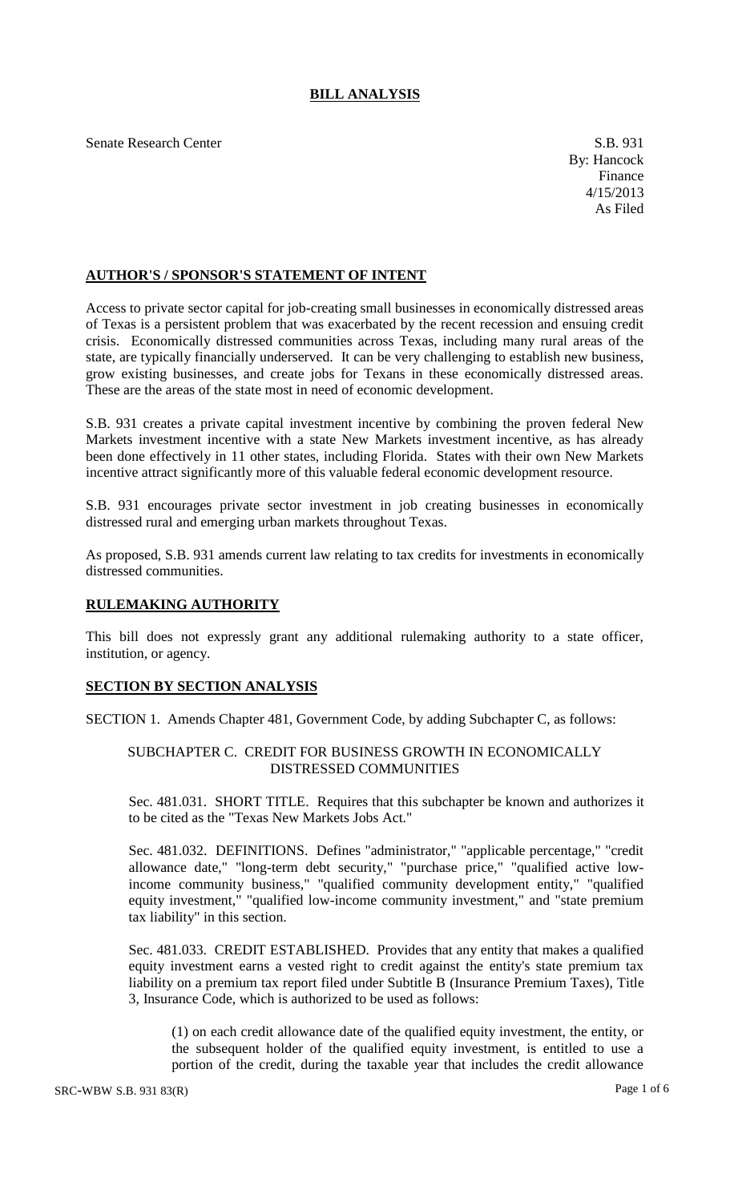# BILL ANALYSIS

Senate Research Center

S.B. 931
By: Hancock
Finance
4/15/2013
As Filed

## AUTHOR'S / SPONSOR'S STATEMENT OF INTENT

Access to private sector capital for job-creating small businesses in economically distressed areas of Texas is a persistent problem that was exacerbated by the recent recession and ensuing credit crisis. Economically distressed communities across Texas, including many rural areas of the state, are typically financially underserved. It can be very challenging to establish new business, grow existing businesses, and create jobs for Texans in these economically distressed areas. These are the areas of the state most in need of economic development.

S.B. 931 creates a private capital investment incentive by combining the proven federal New Markets investment incentive with a state New Markets investment incentive, as has already been done effectively in 11 other states, including Florida. States with their own New Markets incentive attract significantly more of this valuable federal economic development resource.

S.B. 931 encourages private sector investment in job creating businesses in economically distressed rural and emerging urban markets throughout Texas.

As proposed, S.B. 931 amends current law relating to tax credits for investments in economically distressed communities.

## RULEMAKING AUTHORITY

This bill does not expressly grant any additional rulemaking authority to a state officer, institution, or agency.

## SECTION BY SECTION ANALYSIS

SECTION 1. Amends Chapter 481, Government Code, by adding Subchapter C, as follows:

SUBCHAPTER C. CREDIT FOR BUSINESS GROWTH IN ECONOMICALLY DISTRESSED COMMUNITIES

Sec. 481.031. SHORT TITLE. Requires that this subchapter be known and authorizes it to be cited as the "Texas New Markets Jobs Act."

Sec. 481.032. DEFINITIONS. Defines "administrator," "applicable percentage," "credit allowance date," "long-term debt security," "purchase price," "qualified active low-income community business," "qualified community development entity," "qualified equity investment," "qualified low-income community investment," and "state premium tax liability" in this section.

Sec. 481.033. CREDIT ESTABLISHED. Provides that any entity that makes a qualified equity investment earns a vested right to credit against the entity's state premium tax liability on a premium tax report filed under Subtitle B (Insurance Premium Taxes), Title 3, Insurance Code, which is authorized to be used as follows:

(1) on each credit allowance date of the qualified equity investment, the entity, or the subsequent holder of the qualified equity investment, is entitled to use a portion of the credit, during the taxable year that includes the credit allowance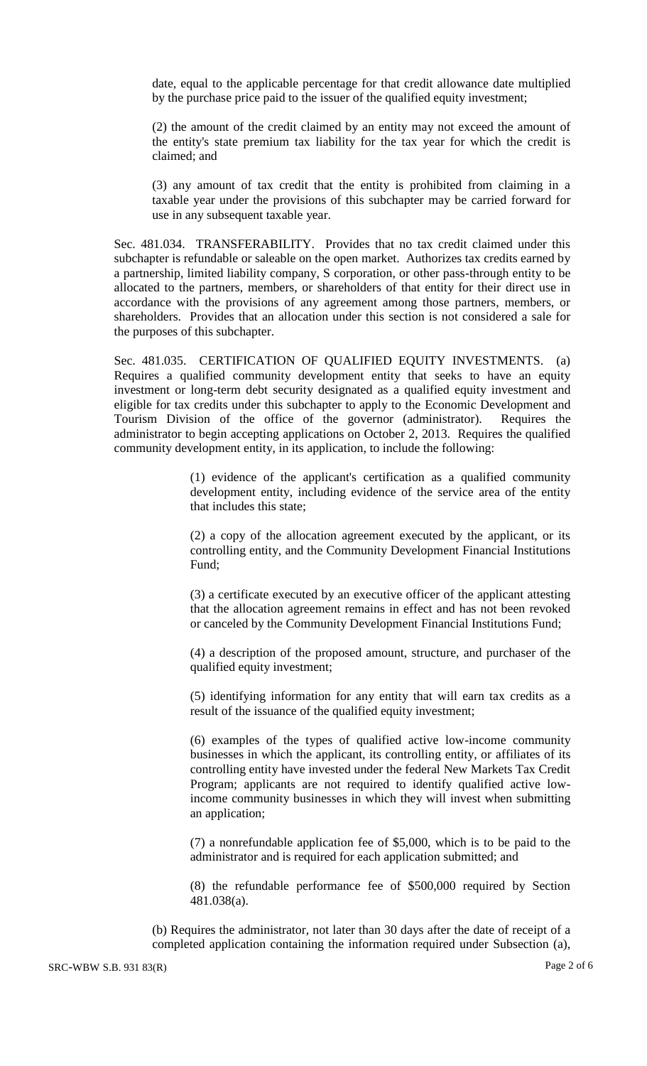date, equal to the applicable percentage for that credit allowance date multiplied by the purchase price paid to the issuer of the qualified equity investment;

(2) the amount of the credit claimed by an entity may not exceed the amount of the entity's state premium tax liability for the tax year for which the credit is claimed; and

(3) any amount of tax credit that the entity is prohibited from claiming in a taxable year under the provisions of this subchapter may be carried forward for use in any subsequent taxable year.

Sec. 481.034. TRANSFERABILITY. Provides that no tax credit claimed under this subchapter is refundable or saleable on the open market. Authorizes tax credits earned by a partnership, limited liability company, S corporation, or other pass-through entity to be allocated to the partners, members, or shareholders of that entity for their direct use in accordance with the provisions of any agreement among those partners, members, or shareholders. Provides that an allocation under this section is not considered a sale for the purposes of this subchapter.

Sec. 481.035. CERTIFICATION OF QUALIFIED EQUITY INVESTMENTS. (a) Requires a qualified community development entity that seeks to have an equity investment or long-term debt security designated as a qualified equity investment and eligible for tax credits under this subchapter to apply to the Economic Development and Tourism Division of the office of the governor (administrator). Requires the administrator to begin accepting applications on October 2, 2013. Requires the qualified community development entity, in its application, to include the following:

(1) evidence of the applicant's certification as a qualified community development entity, including evidence of the service area of the entity that includes this state;

(2) a copy of the allocation agreement executed by the applicant, or its controlling entity, and the Community Development Financial Institutions Fund;

(3) a certificate executed by an executive officer of the applicant attesting that the allocation agreement remains in effect and has not been revoked or canceled by the Community Development Financial Institutions Fund;

(4) a description of the proposed amount, structure, and purchaser of the qualified equity investment;

(5) identifying information for any entity that will earn tax credits as a result of the issuance of the qualified equity investment;

(6) examples of the types of qualified active low-income community businesses in which the applicant, its controlling entity, or affiliates of its controlling entity have invested under the federal New Markets Tax Credit Program; applicants are not required to identify qualified active low-income community businesses in which they will invest when submitting an application;

(7) a nonrefundable application fee of $5,000, which is to be paid to the administrator and is required for each application submitted; and

(8) the refundable performance fee of $500,000 required by Section 481.038(a).

(b) Requires the administrator, not later than 30 days after the date of receipt of a completed application containing the information required under Subsection (a),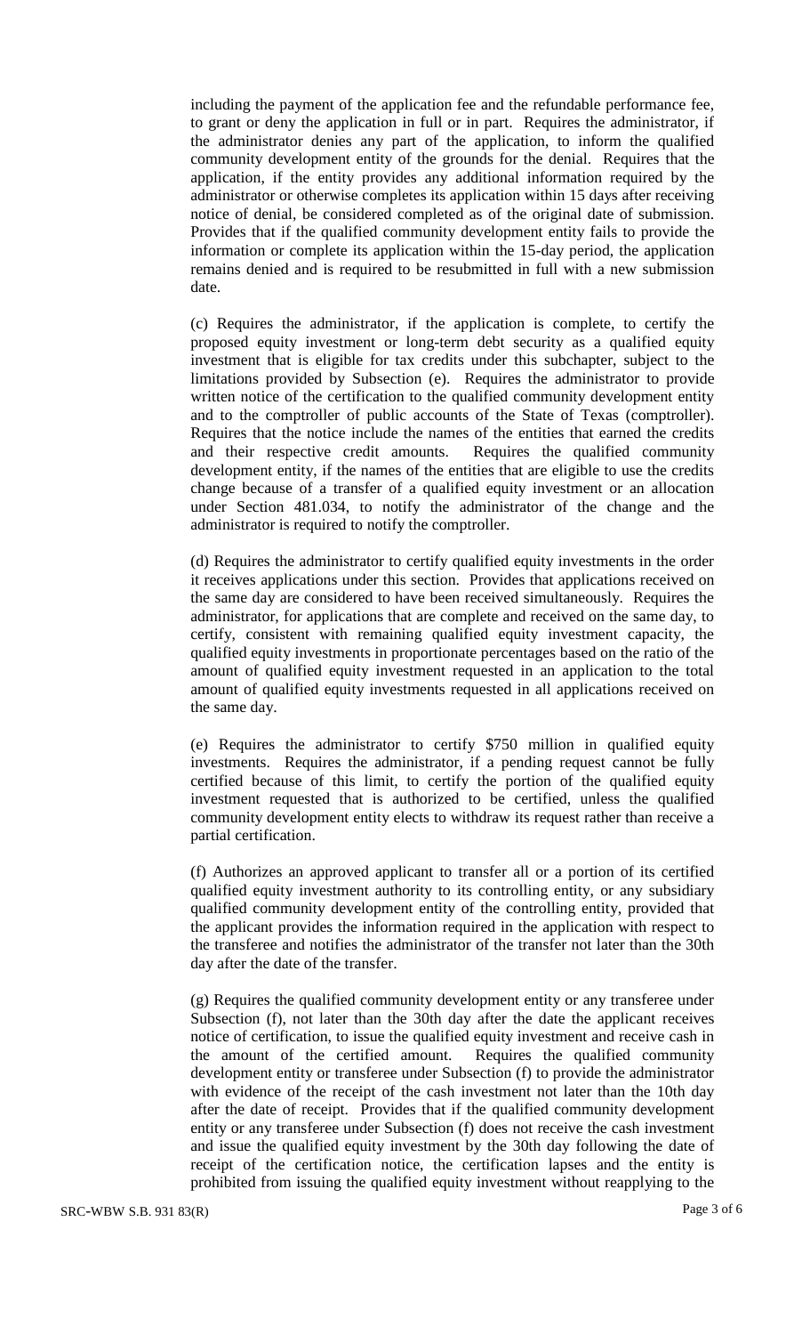including the payment of the application fee and the refundable performance fee, to grant or deny the application in full or in part. Requires the administrator, if the administrator denies any part of the application, to inform the qualified community development entity of the grounds for the denial. Requires that the application, if the entity provides any additional information required by the administrator or otherwise completes its application within 15 days after receiving notice of denial, be considered completed as of the original date of submission. Provides that if the qualified community development entity fails to provide the information or complete its application within the 15-day period, the application remains denied and is required to be resubmitted in full with a new submission date.

(c) Requires the administrator, if the application is complete, to certify the proposed equity investment or long-term debt security as a qualified equity investment that is eligible for tax credits under this subchapter, subject to the limitations provided by Subsection (e). Requires the administrator to provide written notice of the certification to the qualified community development entity and to the comptroller of public accounts of the State of Texas (comptroller). Requires that the notice include the names of the entities that earned the credits and their respective credit amounts. Requires the qualified community development entity, if the names of the entities that are eligible to use the credits change because of a transfer of a qualified equity investment or an allocation under Section 481.034, to notify the administrator of the change and the administrator is required to notify the comptroller.

(d) Requires the administrator to certify qualified equity investments in the order it receives applications under this section. Provides that applications received on the same day are considered to have been received simultaneously. Requires the administrator, for applications that are complete and received on the same day, to certify, consistent with remaining qualified equity investment capacity, the qualified equity investments in proportionate percentages based on the ratio of the amount of qualified equity investment requested in an application to the total amount of qualified equity investments requested in all applications received on the same day.

(e) Requires the administrator to certify $750 million in qualified equity investments. Requires the administrator, if a pending request cannot be fully certified because of this limit, to certify the portion of the qualified equity investment requested that is authorized to be certified, unless the qualified community development entity elects to withdraw its request rather than receive a partial certification.

(f) Authorizes an approved applicant to transfer all or a portion of its certified qualified equity investment authority to its controlling entity, or any subsidiary qualified community development entity of the controlling entity, provided that the applicant provides the information required in the application with respect to the transferee and notifies the administrator of the transfer not later than the 30th day after the date of the transfer.

(g) Requires the qualified community development entity or any transferee under Subsection (f), not later than the 30th day after the date the applicant receives notice of certification, to issue the qualified equity investment and receive cash in the amount of the certified amount. Requires the qualified community development entity or transferee under Subsection (f) to provide the administrator with evidence of the receipt of the cash investment not later than the 10th day after the date of receipt. Provides that if the qualified community development entity or any transferee under Subsection (f) does not receive the cash investment and issue the qualified equity investment by the 30th day following the date of receipt of the certification notice, the certification lapses and the entity is prohibited from issuing the qualified equity investment without reapplying to the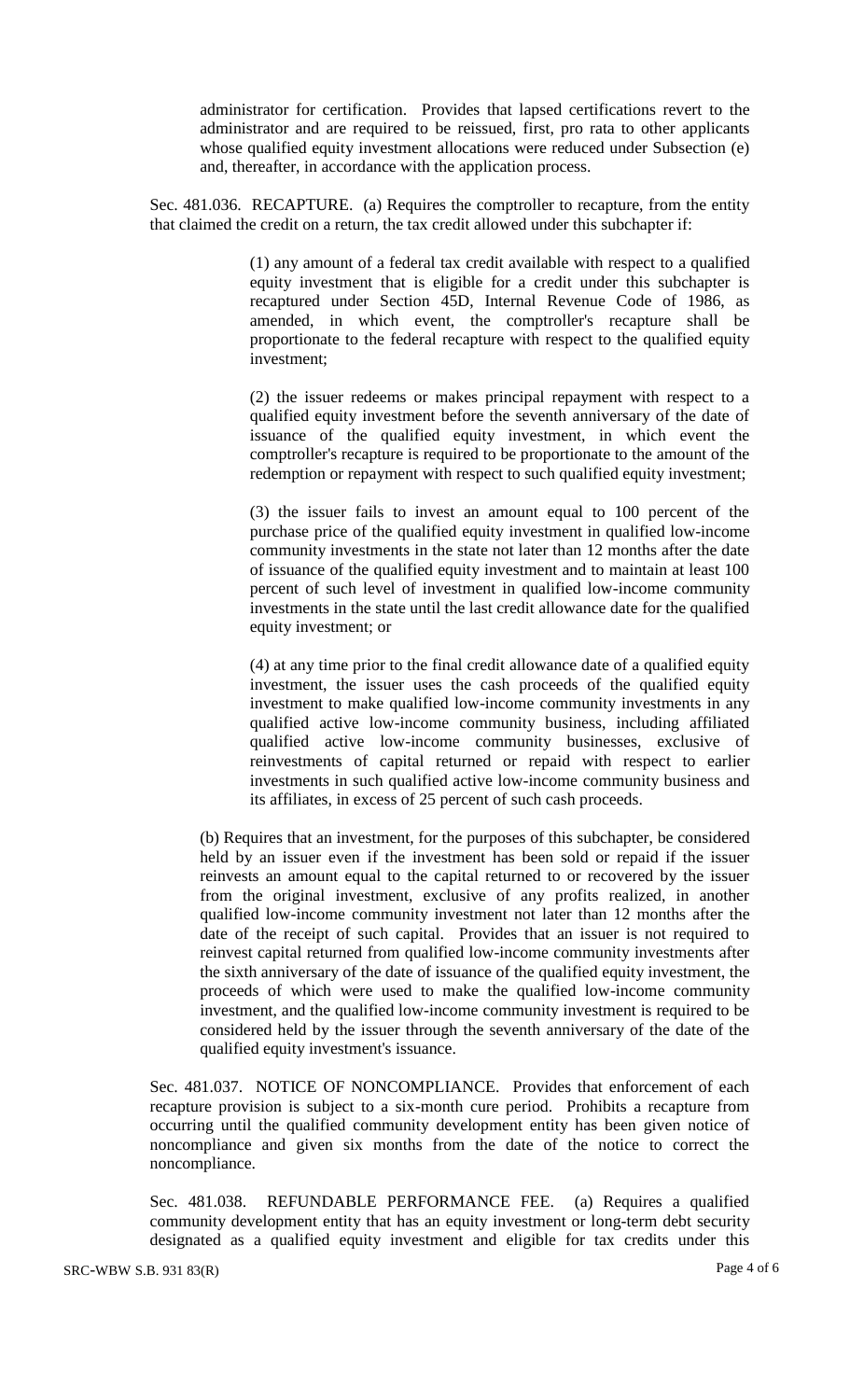administrator for certification. Provides that lapsed certifications revert to the administrator and are required to be reissued, first, pro rata to other applicants whose qualified equity investment allocations were reduced under Subsection (e) and, thereafter, in accordance with the application process.

Sec. 481.036. RECAPTURE. (a) Requires the comptroller to recapture, from the entity that claimed the credit on a return, the tax credit allowed under this subchapter if:

(1) any amount of a federal tax credit available with respect to a qualified equity investment that is eligible for a credit under this subchapter is recaptured under Section 45D, Internal Revenue Code of 1986, as amended, in which event, the comptroller's recapture shall be proportionate to the federal recapture with respect to the qualified equity investment;

(2) the issuer redeems or makes principal repayment with respect to a qualified equity investment before the seventh anniversary of the date of issuance of the qualified equity investment, in which event the comptroller's recapture is required to be proportionate to the amount of the redemption or repayment with respect to such qualified equity investment;

(3) the issuer fails to invest an amount equal to 100 percent of the purchase price of the qualified equity investment in qualified low-income community investments in the state not later than 12 months after the date of issuance of the qualified equity investment and to maintain at least 100 percent of such level of investment in qualified low-income community investments in the state until the last credit allowance date for the qualified equity investment; or

(4) at any time prior to the final credit allowance date of a qualified equity investment, the issuer uses the cash proceeds of the qualified equity investment to make qualified low-income community investments in any qualified active low-income community business, including affiliated qualified active low-income community businesses, exclusive of reinvestments of capital returned or repaid with respect to earlier investments in such qualified active low-income community business and its affiliates, in excess of 25 percent of such cash proceeds.

(b) Requires that an investment, for the purposes of this subchapter, be considered held by an issuer even if the investment has been sold or repaid if the issuer reinvests an amount equal to the capital returned to or recovered by the issuer from the original investment, exclusive of any profits realized, in another qualified low-income community investment not later than 12 months after the date of the receipt of such capital. Provides that an issuer is not required to reinvest capital returned from qualified low-income community investments after the sixth anniversary of the date of issuance of the qualified equity investment, the proceeds of which were used to make the qualified low-income community investment, and the qualified low-income community investment is required to be considered held by the issuer through the seventh anniversary of the date of the qualified equity investment's issuance.

Sec. 481.037. NOTICE OF NONCOMPLIANCE. Provides that enforcement of each recapture provision is subject to a six-month cure period. Prohibits a recapture from occurring until the qualified community development entity has been given notice of noncompliance and given six months from the date of the notice to correct the noncompliance.

Sec. 481.038. REFUNDABLE PERFORMANCE FEE. (a) Requires a qualified community development entity that has an equity investment or long-term debt security designated as a qualified equity investment and eligible for tax credits under this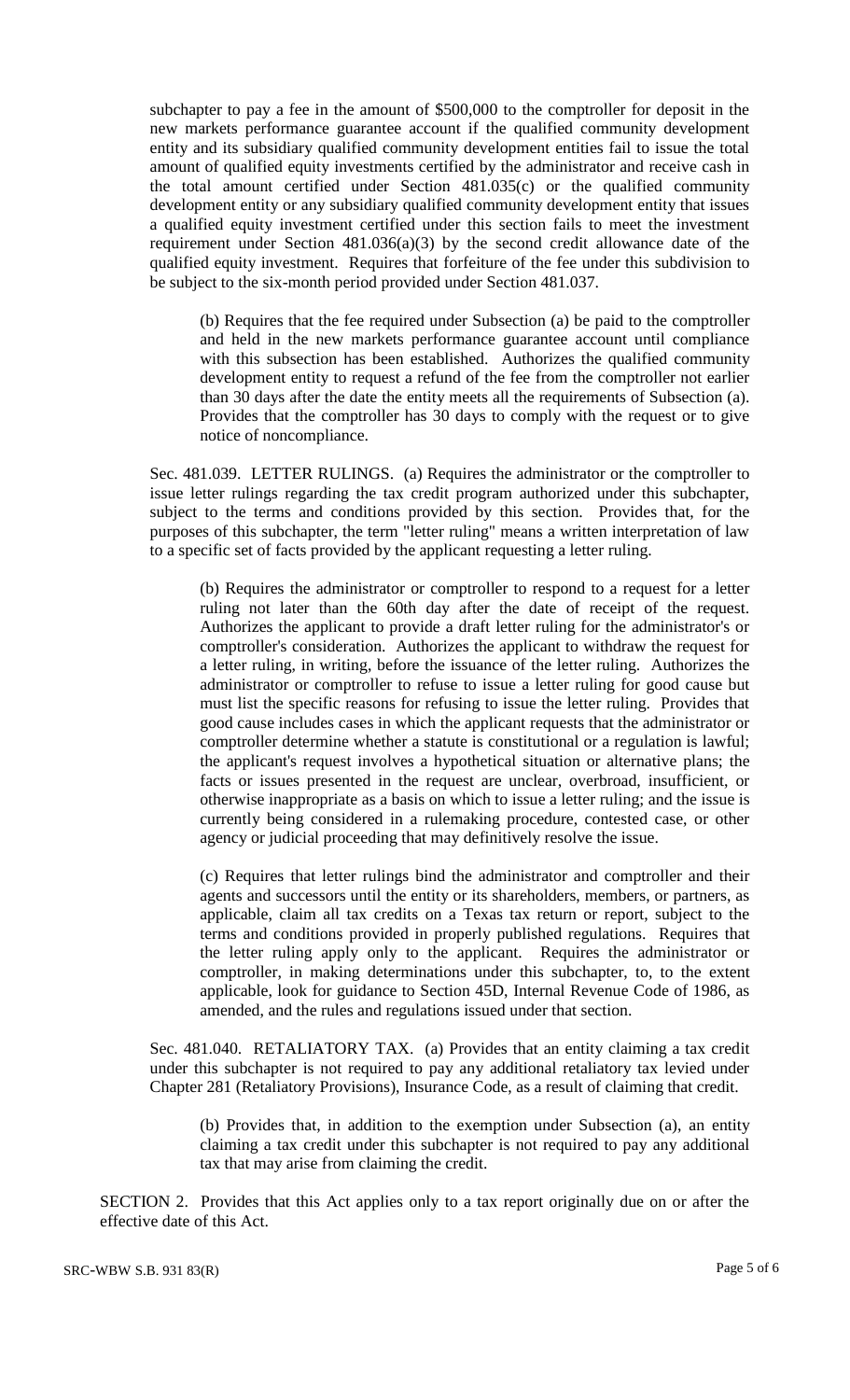subchapter to pay a fee in the amount of $500,000 to the comptroller for deposit in the new markets performance guarantee account if the qualified community development entity and its subsidiary qualified community development entities fail to issue the total amount of qualified equity investments certified by the administrator and receive cash in the total amount certified under Section 481.035(c) or the qualified community development entity or any subsidiary qualified community development entity that issues a qualified equity investment certified under this section fails to meet the investment requirement under Section 481.036(a)(3) by the second credit allowance date of the qualified equity investment. Requires that forfeiture of the fee under this subdivision to be subject to the six-month period provided under Section 481.037.

(b) Requires that the fee required under Subsection (a) be paid to the comptroller and held in the new markets performance guarantee account until compliance with this subsection has been established. Authorizes the qualified community development entity to request a refund of the fee from the comptroller not earlier than 30 days after the date the entity meets all the requirements of Subsection (a). Provides that the comptroller has 30 days to comply with the request or to give notice of noncompliance.

Sec. 481.039. LETTER RULINGS. (a) Requires the administrator or the comptroller to issue letter rulings regarding the tax credit program authorized under this subchapter, subject to the terms and conditions provided by this section. Provides that, for the purposes of this subchapter, the term "letter ruling" means a written interpretation of law to a specific set of facts provided by the applicant requesting a letter ruling.

(b) Requires the administrator or comptroller to respond to a request for a letter ruling not later than the 60th day after the date of receipt of the request. Authorizes the applicant to provide a draft letter ruling for the administrator's or comptroller's consideration. Authorizes the applicant to withdraw the request for a letter ruling, in writing, before the issuance of the letter ruling. Authorizes the administrator or comptroller to refuse to issue a letter ruling for good cause but must list the specific reasons for refusing to issue the letter ruling. Provides that good cause includes cases in which the applicant requests that the administrator or comptroller determine whether a statute is constitutional or a regulation is lawful; the applicant's request involves a hypothetical situation or alternative plans; the facts or issues presented in the request are unclear, overbroad, insufficient, or otherwise inappropriate as a basis on which to issue a letter ruling; and the issue is currently being considered in a rulemaking procedure, contested case, or other agency or judicial proceeding that may definitively resolve the issue.

(c) Requires that letter rulings bind the administrator and comptroller and their agents and successors until the entity or its shareholders, members, or partners, as applicable, claim all tax credits on a Texas tax return or report, subject to the terms and conditions provided in properly published regulations. Requires that the letter ruling apply only to the applicant. Requires the administrator or comptroller, in making determinations under this subchapter, to, to the extent applicable, look for guidance to Section 45D, Internal Revenue Code of 1986, as amended, and the rules and regulations issued under that section.

Sec. 481.040. RETALIATORY TAX. (a) Provides that an entity claiming a tax credit under this subchapter is not required to pay any additional retaliatory tax levied under Chapter 281 (Retaliatory Provisions), Insurance Code, as a result of claiming that credit.

(b) Provides that, in addition to the exemption under Subsection (a), an entity claiming a tax credit under this subchapter is not required to pay any additional tax that may arise from claiming the credit.

SECTION 2. Provides that this Act applies only to a tax report originally due on or after the effective date of this Act.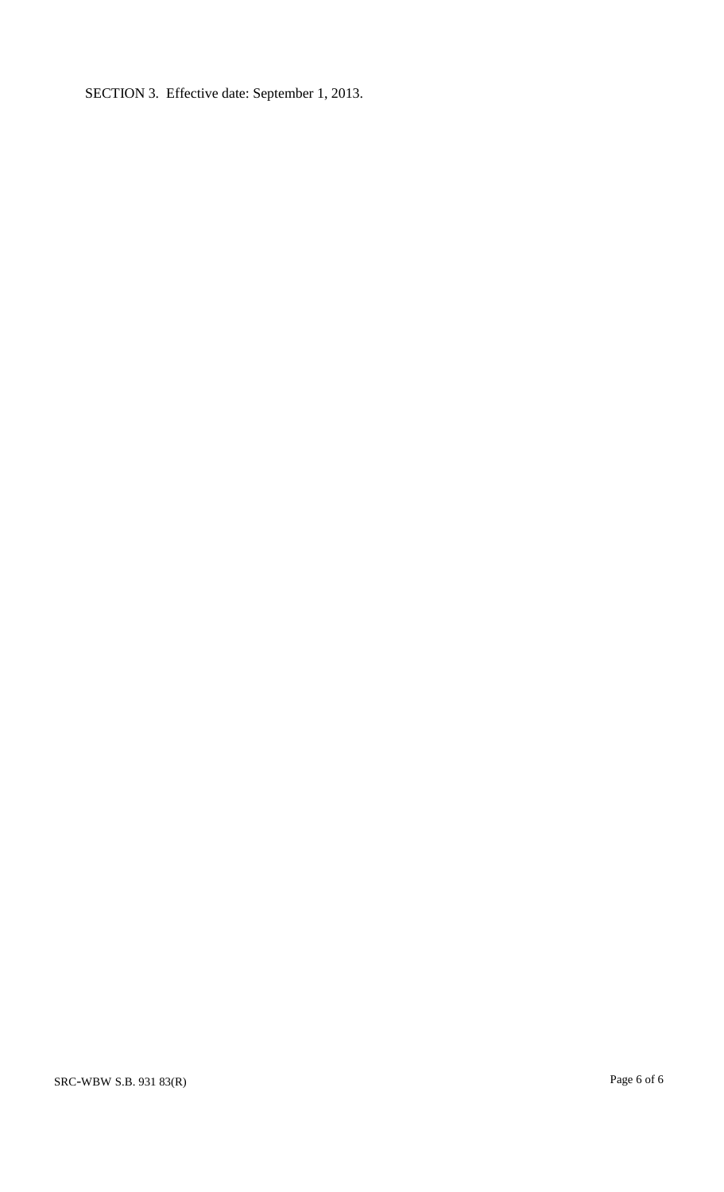SECTION 3. Effective date: September 1, 2013.